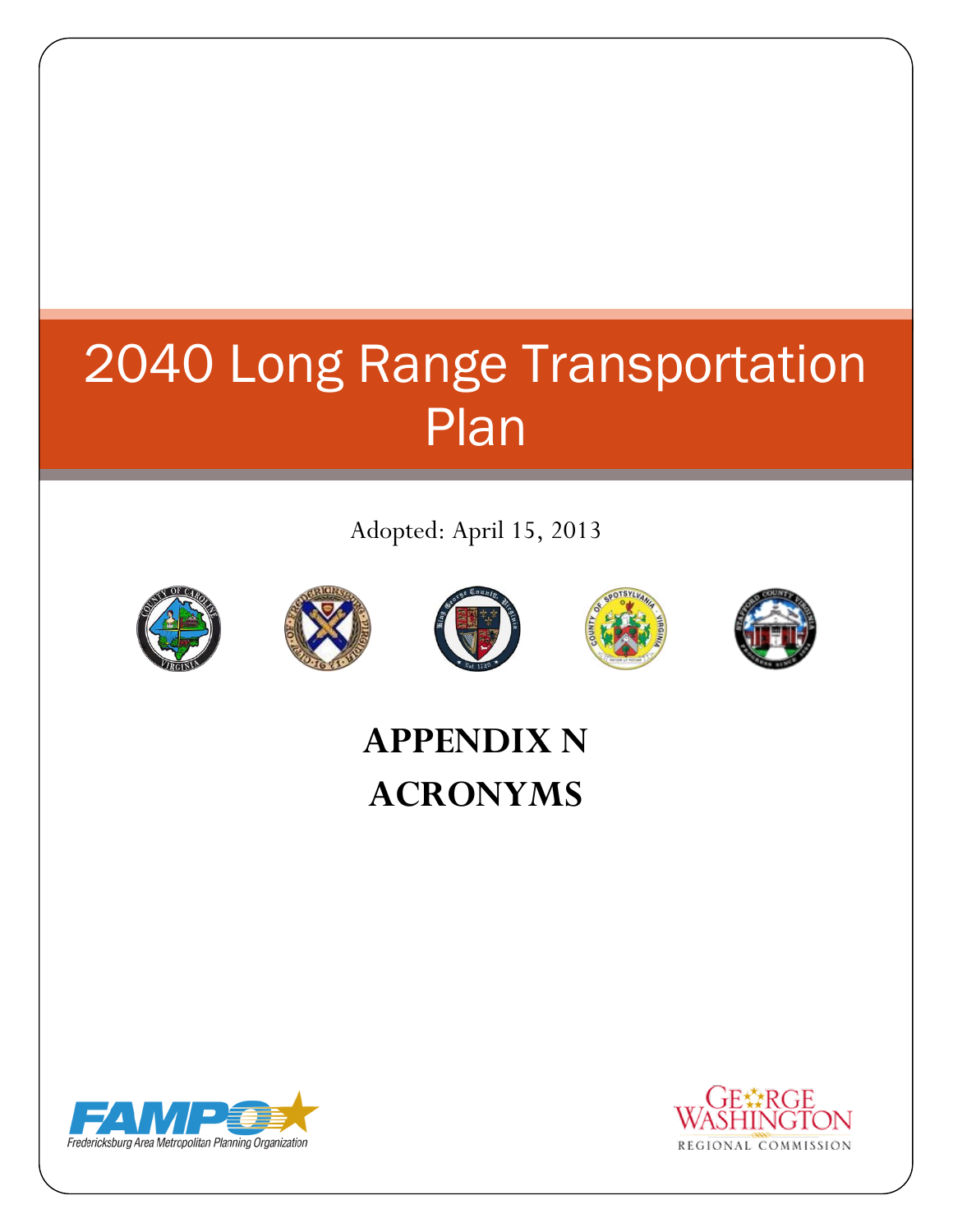# 2040 Long Range Transportation Plan

Adopted: April 15, 2013

## APPENDIX N
## ACRONYMS

Fredericksburg Area Metropolitan Planning Organization

George Washington Regional Commission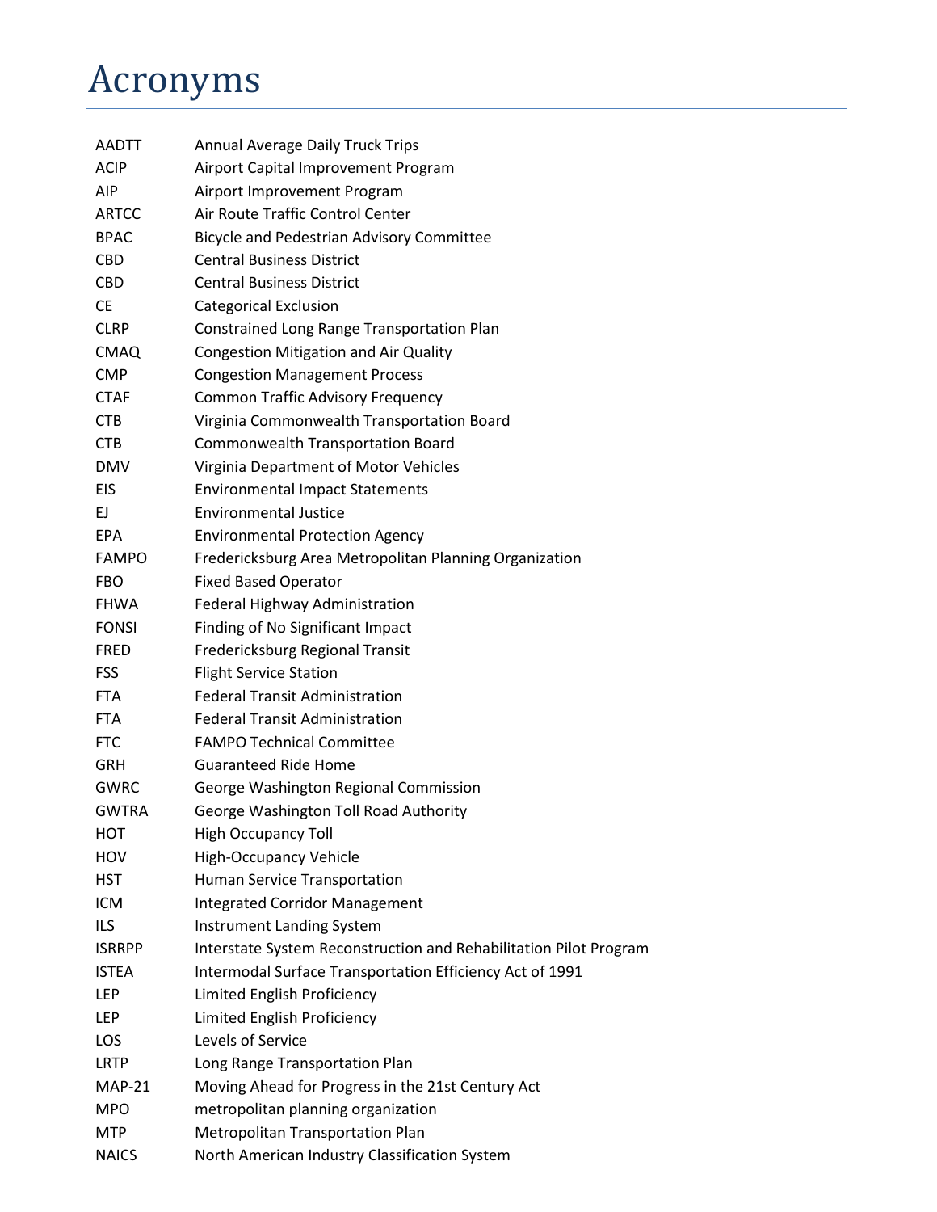# Acronyms

| | |
|---|---|
| AADTT | Annual Average Daily Truck Trips |
| ACIP | Airport Capital Improvement Program |
| AIP | Airport Improvement Program |
| ARTCC | Air Route Traffic Control Center |
| BPAC | Bicycle and Pedestrian Advisory Committee |
| CBD | Central Business District |
| CBD | Central Business District |
| CE | Categorical Exclusion |
| CLRP | Constrained Long Range Transportation Plan |
| CMAQ | Congestion Mitigation and Air Quality |
| CMP | Congestion Management Process |
| CTAF | Common Traffic Advisory Frequency |
| CTB | Virginia Commonwealth Transportation Board |
| CTB | Commonwealth Transportation Board |
| DMV | Virginia Department of Motor Vehicles |
| EIS | Environmental Impact Statements |
| EJ | Environmental Justice |
| EPA | Environmental Protection Agency |
| FAMPO | Fredericksburg Area Metropolitan Planning Organization |
| FBO | Fixed Based Operator |
| FHWA | Federal Highway Administration |
| FONSI | Finding of No Significant Impact |
| FRED | Fredericksburg Regional Transit |
| FSS | Flight Service Station |
| FTA | Federal Transit Administration |
| FTA | Federal Transit Administration |
| FTC | FAMPO Technical Committee |
| GRH | Guaranteed Ride Home |
| GWRC | George Washington Regional Commission |
| GWTRA | George Washington Toll Road Authority |
| HOT | High Occupancy Toll |
| HOV | High-Occupancy Vehicle |
| HST | Human Service Transportation |
| ICM | Integrated Corridor Management |
| ILS | Instrument Landing System |
| ISRRPP | Interstate System Reconstruction and Rehabilitation Pilot Program |
| ISTEA | Intermodal Surface Transportation Efficiency Act of 1991 |
| LEP | Limited English Proficiency |
| LEP | Limited English Proficiency |
| LOS | Levels of Service |
| LRTP | Long Range Transportation Plan |
| MAP-21 | Moving Ahead for Progress in the 21st Century Act |
| MPO | metropolitan planning organization |
| MTP | Metropolitan Transportation Plan |
| NAICS | North American Industry Classification System |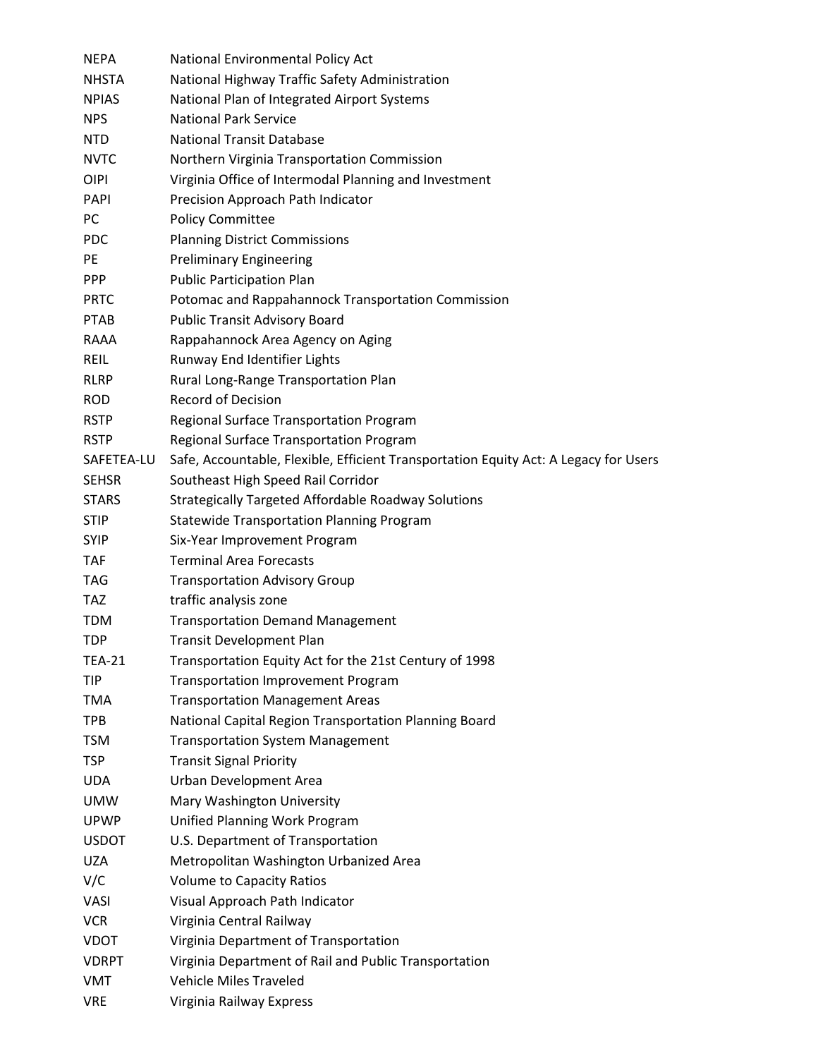| | |
|---|---|
| NEPA | National Environmental Policy Act |
| NHSTA | National Highway Traffic Safety Administration |
| NPIAS | National Plan of Integrated Airport Systems |
| NPS | National Park Service |
| NTD | National Transit Database |
| NVTC | Northern Virginia Transportation Commission |
| OIPI | Virginia Office of Intermodal Planning and Investment |
| PAPI | Precision Approach Path Indicator |
| PC | Policy Committee |
| PDC | Planning District Commissions |
| PE | Preliminary Engineering |
| PPP | Public Participation Plan |
| PRTC | Potomac and Rappahannock Transportation Commission |
| PTAB | Public Transit Advisory Board |
| RAAA | Rappahannock Area Agency on Aging |
| REIL | Runway End Identifier Lights |
| RLRP | Rural Long-Range Transportation Plan |
| ROD | Record of Decision |
| RSTP | Regional Surface Transportation Program |
| RSTP | Regional Surface Transportation Program |
| SAFETEA-LU | Safe, Accountable, Flexible, Efficient Transportation Equity Act: A Legacy for Users |
| SEHSR | Southeast High Speed Rail Corridor |
| STARS | Strategically Targeted Affordable Roadway Solutions |
| STIP | Statewide Transportation Planning Program |
| SYIP | Six-Year Improvement Program |
| TAF | Terminal Area Forecasts |
| TAG | Transportation Advisory Group |
| TAZ | traffic analysis zone |
| TDM | Transportation Demand Management |
| TDP | Transit Development Plan |
| TEA-21 | Transportation Equity Act for the 21st Century of 1998 |
| TIP | Transportation Improvement Program |
| TMA | Transportation Management Areas |
| TPB | National Capital Region Transportation Planning Board |
| TSM | Transportation System Management |
| TSP | Transit Signal Priority |
| UDA | Urban Development Area |
| UMW | Mary Washington University |
| UPWP | Unified Planning Work Program |
| USDOT | U.S. Department of Transportation |
| UZA | Metropolitan Washington Urbanized Area |
| V/C | Volume to Capacity Ratios |
| VASI | Visual Approach Path Indicator |
| VCR | Virginia Central Railway |
| VDOT | Virginia Department of Transportation |
| VDRPT | Virginia Department of Rail and Public Transportation |
| VMT | Vehicle Miles Traveled |
| VRE | Virginia Railway Express |